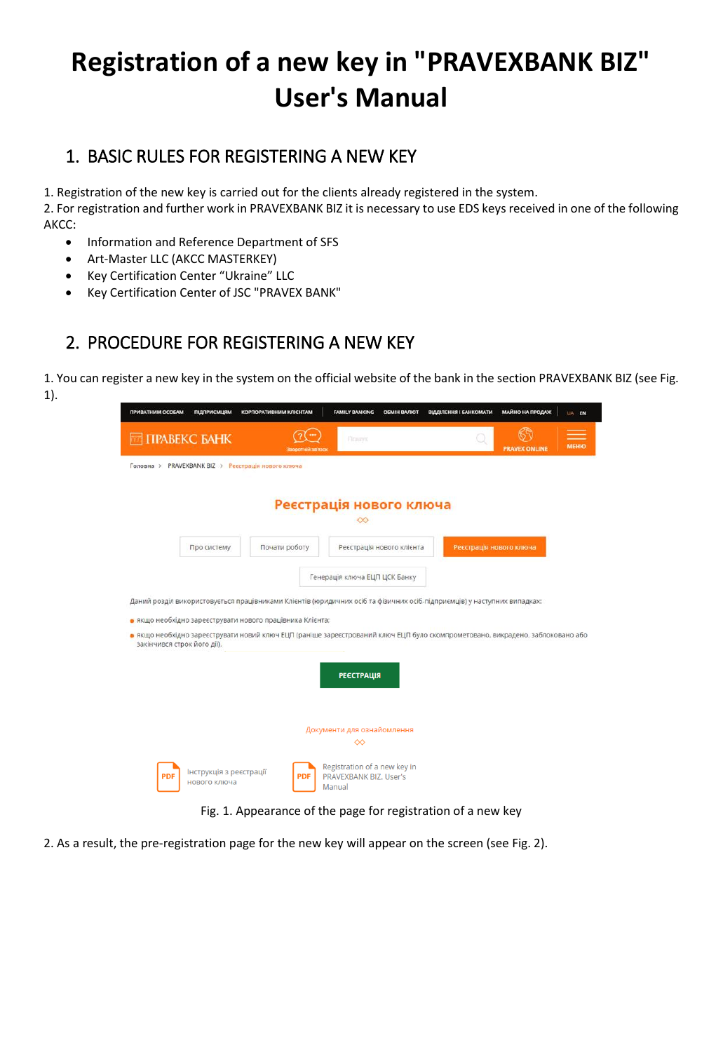# Registration of a new key in "PRAVEXBANK BIZ" User's Manual

## 1. BASIC RULES FOR REGISTERING A NEW KEY

1. Registration of the new key is carried out for the clients already registered in the system.
2. For registration and further work in PRAVEXBANK BIZ it is necessary to use EDS keys received in one of the following AKCC:

- Information and Reference Department of SFS
- Art-Master LLC (AKCC MASTERKEY)
- Key Certification Center "Ukraine" LLC
- Key Certification Center of JSC "PRAVEX BANK"

## 2. PROCEDURE FOR REGISTERING A NEW KEY

1. You can register a new key in the system on the official website of the bank in the section PRAVEXBANK BIZ (see Fig. 1).

Fig. 1. Appearance of the page for registration of a new key

2. As a result, the pre-registration page for the new key will appear on the screen (see Fig. 2).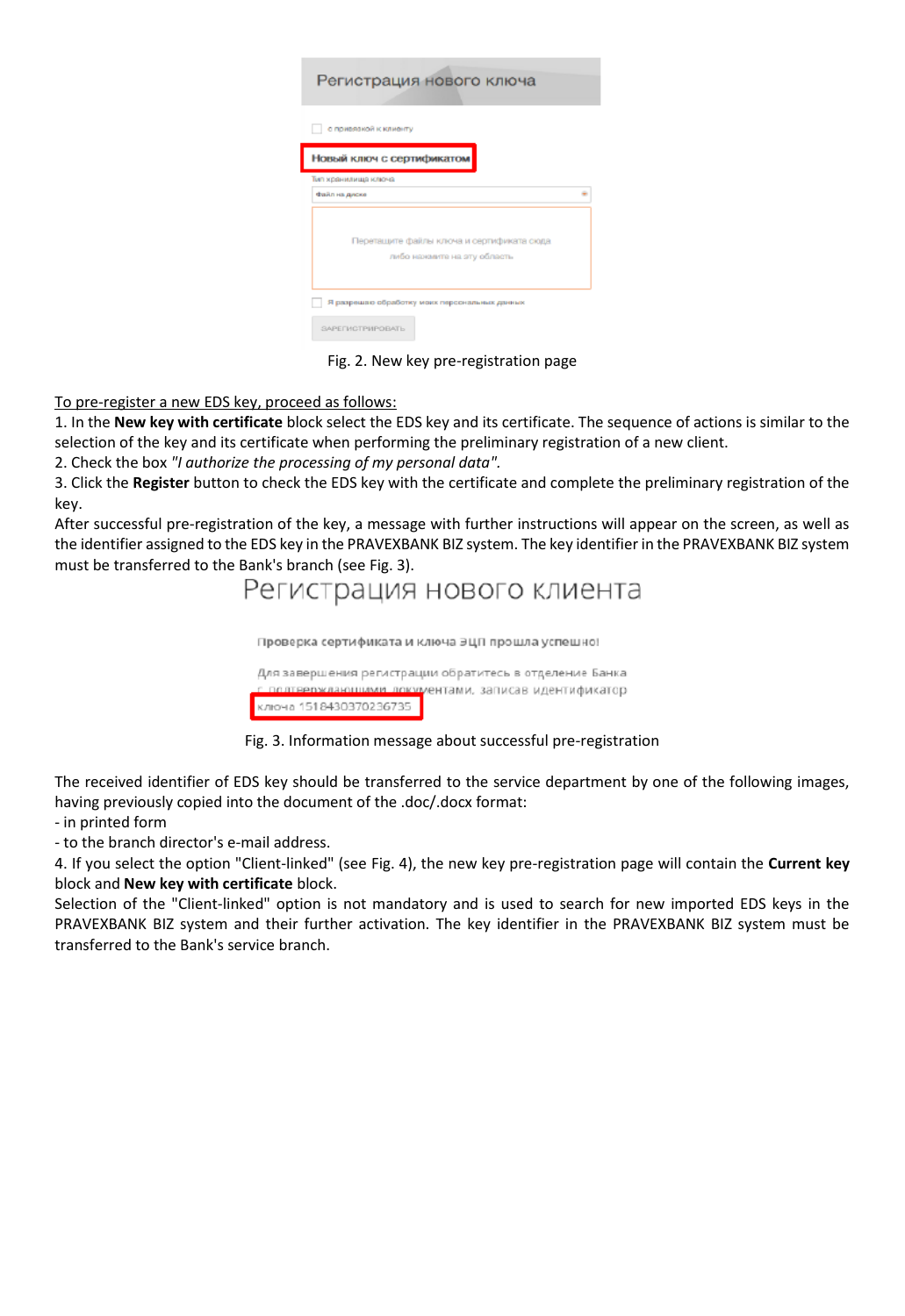Fig. 2. New key pre-registration page

To pre-register a new EDS key, proceed as follows:

1. In the **New key with certificate** block select the EDS key and its certificate. The sequence of actions is similar to the selection of the key and its certificate when performing the preliminary registration of a new client.
2. Check the box *"I authorize the processing of my personal data"*.
3. Click the **Register** button to check the EDS key with the certificate and complete the preliminary registration of the key.

After successful pre-registration of the key, a message with further instructions will appear on the screen, as well as the identifier assigned to the EDS key in the PRAVEXBANK BIZ system. The key identifier in the PRAVEXBANK BIZ system must be transferred to the Bank's branch (see Fig. 3).

Fig. 3. Information message about successful pre-registration

The received identifier of EDS key should be transferred to the service department by one of the following images, having previously copied into the document of the .doc/.docx format:

- in printed form
- to the branch director's e-mail address.

4. If you select the option "Client-linked" (see Fig. 4), the new key pre-registration page will contain the **Current key** block and **New key with certificate** block.

Selection of the "Client-linked" option is not mandatory and is used to search for new imported EDS keys in the PRAVEXBANK BIZ system and their further activation. The key identifier in the PRAVEXBANK BIZ system must be transferred to the Bank's service branch.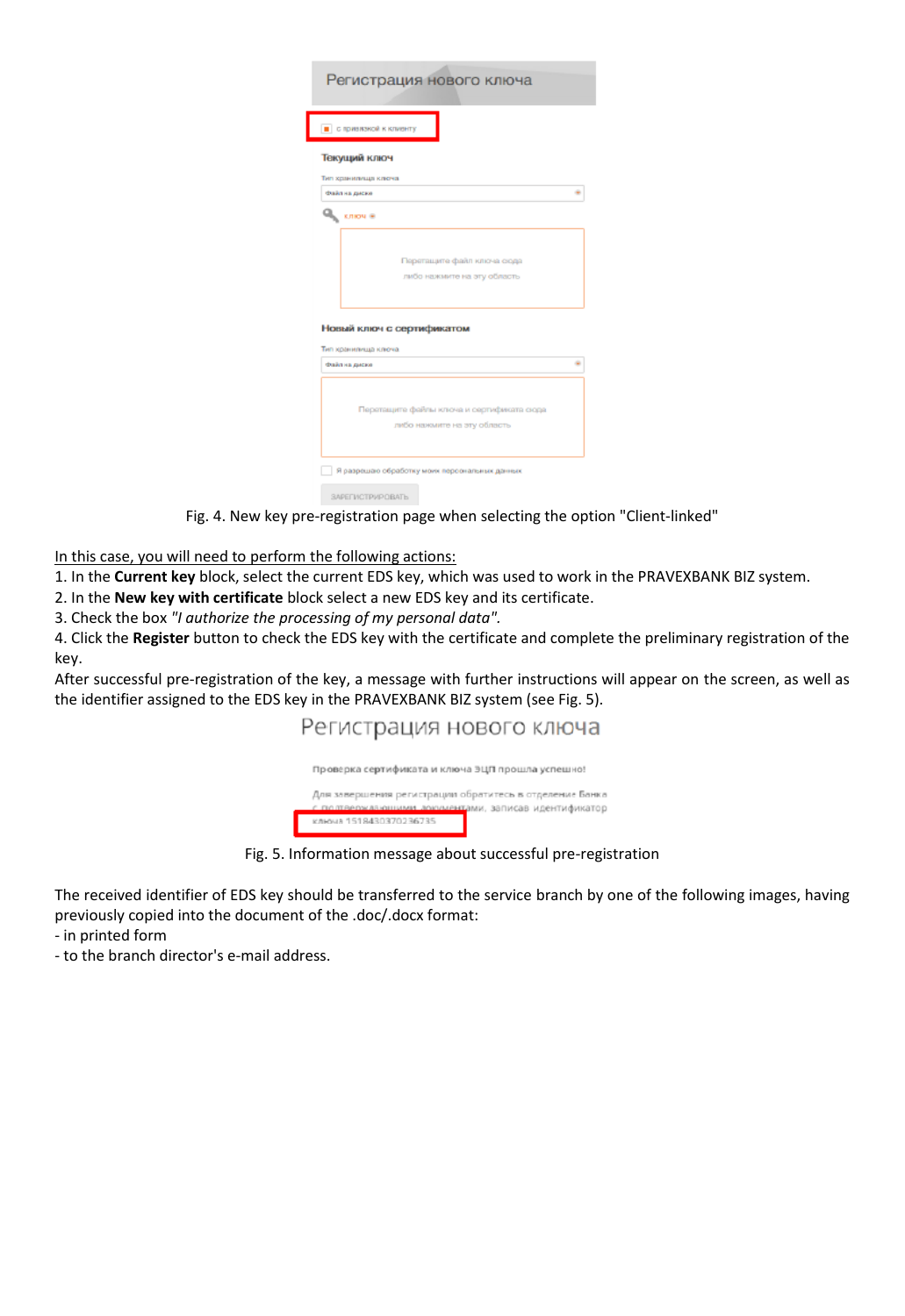Fig. 4. New key pre-registration page when selecting the option "Client-linked"

In this case, you will need to perform the following actions:

1. In the **Current key** block, select the current EDS key, which was used to work in the PRAVEXBANK BIZ system.
2. In the **New key with certificate** block select a new EDS key and its certificate.
3. Check the box *"I authorize the processing of my personal data"*.
4. Click the **Register** button to check the EDS key with the certificate and complete the preliminary registration of the key.

After successful pre-registration of the key, a message with further instructions will appear on the screen, as well as the identifier assigned to the EDS key in the PRAVEXBANK BIZ system (see Fig. 5).

Fig. 5. Information message about successful pre-registration

The received identifier of EDS key should be transferred to the service branch by one of the following images, having previously copied into the document of the .doc/.docx format:

- in printed form
- to the branch director's e-mail address.